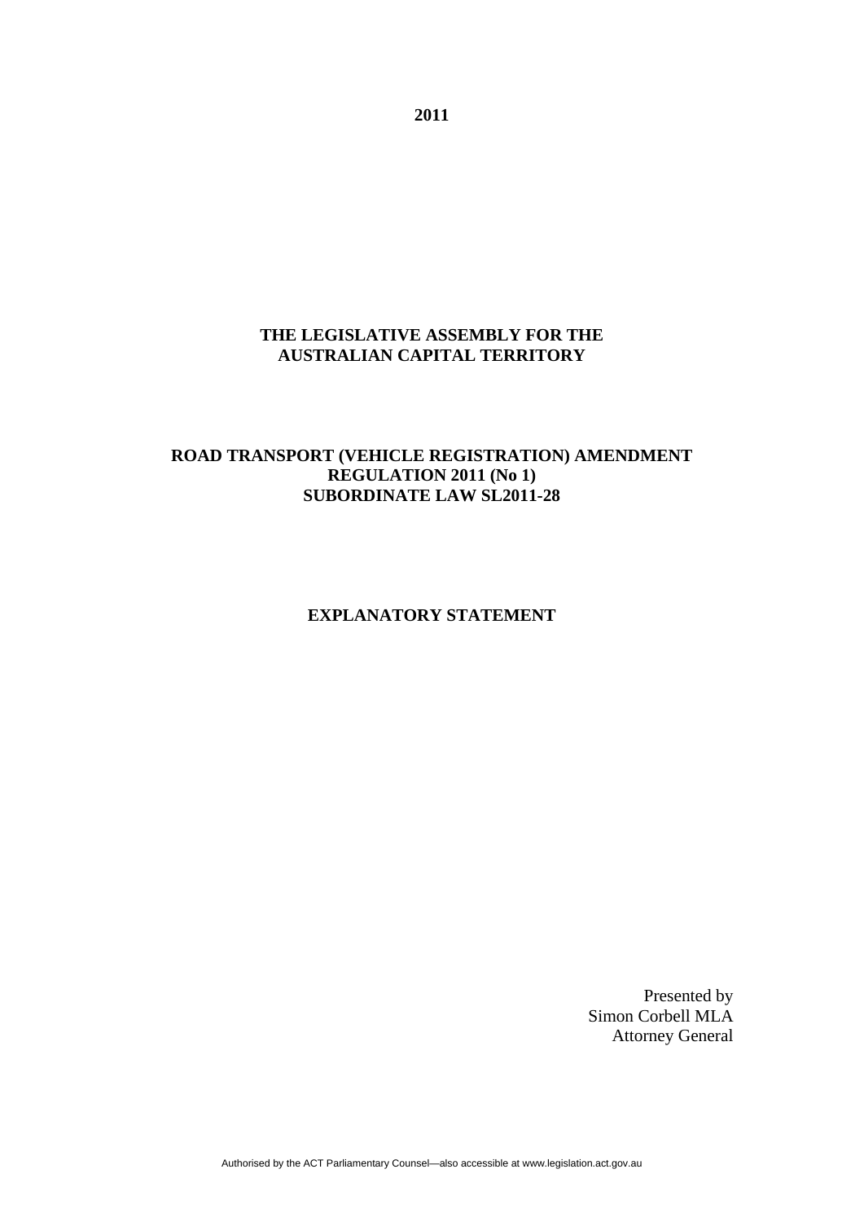**2011**

**THE LEGISLATIVE ASSEMBLY FOR THE AUSTRALIAN CAPITAL TERRITORY**

**ROAD TRANSPORT (VEHICLE REGISTRATION) AMENDMENT REGULATION 2011 (No 1)**
**SUBORDINATE LAW SL2011-28**

**EXPLANATORY STATEMENT**

Presented by
Simon Corbell MLA
Attorney General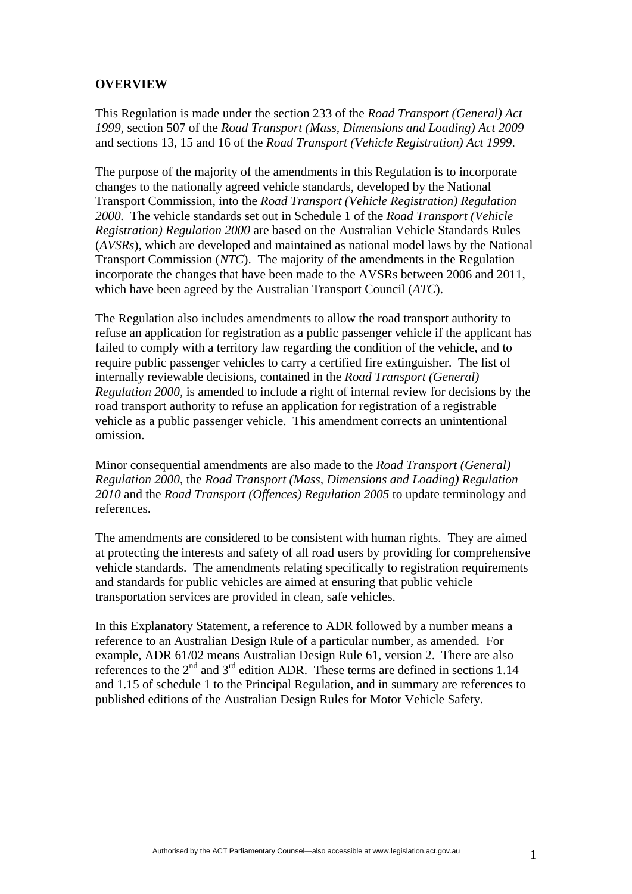**OVERVIEW**

This Regulation is made under the section 233 of the *Road Transport (General) Act 1999*, section 507 of the *Road Transport (Mass, Dimensions and Loading) Act 2009* and sections 13, 15 and 16 of the *Road Transport (Vehicle Registration) Act 1999*.

The purpose of the majority of the amendments in this Regulation is to incorporate changes to the nationally agreed vehicle standards, developed by the National Transport Commission, into the *Road Transport (Vehicle Registration) Regulation 2000*. The vehicle standards set out in Schedule 1 of the *Road Transport (Vehicle Registration) Regulation 2000* are based on the Australian Vehicle Standards Rules (*AVSRs*), which are developed and maintained as national model laws by the National Transport Commission (*NTC*). The majority of the amendments in the Regulation incorporate the changes that have been made to the AVSRs between 2006 and 2011, which have been agreed by the Australian Transport Council (*ATC*).

The Regulation also includes amendments to allow the road transport authority to refuse an application for registration as a public passenger vehicle if the applicant has failed to comply with a territory law regarding the condition of the vehicle, and to require public passenger vehicles to carry a certified fire extinguisher. The list of internally reviewable decisions, contained in the *Road Transport (General) Regulation 2000,* is amended to include a right of internal review for decisions by the road transport authority to refuse an application for registration of a registrable vehicle as a public passenger vehicle. This amendment corrects an unintentional omission.

Minor consequential amendments are also made to the *Road Transport (General) Regulation 2000*, the *Road Transport (Mass, Dimensions and Loading) Regulation 2010* and the *Road Transport (Offences) Regulation 2005* to update terminology and references.

The amendments are considered to be consistent with human rights. They are aimed at protecting the interests and safety of all road users by providing for comprehensive vehicle standards. The amendments relating specifically to registration requirements and standards for public vehicles are aimed at ensuring that public vehicle transportation services are provided in clean, safe vehicles.

In this Explanatory Statement, a reference to ADR followed by a number means a reference to an Australian Design Rule of a particular number, as amended. For example, ADR 61/02 means Australian Design Rule 61, version 2. There are also references to the 2nd and 3rd edition ADR. These terms are defined in sections 1.14 and 1.15 of schedule 1 to the Principal Regulation, and in summary are references to published editions of the Australian Design Rules for Motor Vehicle Safety.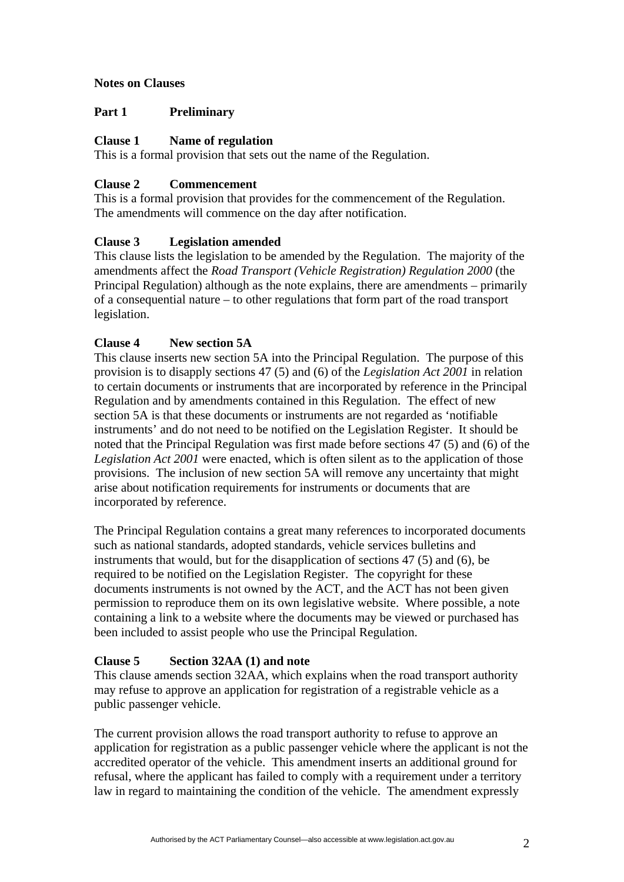**Notes on Clauses**

**Part 1 Preliminary**

**Clause 1 Name of regulation**

This is a formal provision that sets out the name of the Regulation.

**Clause 2 Commencement**

This is a formal provision that provides for the commencement of the Regulation. The amendments will commence on the day after notification.

**Clause 3 Legislation amended**

This clause lists the legislation to be amended by the Regulation. The majority of the amendments affect the *Road Transport (Vehicle Registration) Regulation 2000* (the Principal Regulation) although as the note explains, there are amendments – primarily of a consequential nature – to other regulations that form part of the road transport legislation.

**Clause 4 New section 5A**

This clause inserts new section 5A into the Principal Regulation. The purpose of this provision is to disapply sections 47 (5) and (6) of the *Legislation Act 2001* in relation to certain documents or instruments that are incorporated by reference in the Principal Regulation and by amendments contained in this Regulation. The effect of new section 5A is that these documents or instruments are not regarded as 'notifiable instruments' and do not need to be notified on the Legislation Register. It should be noted that the Principal Regulation was first made before sections 47 (5) and (6) of the *Legislation Act 2001* were enacted, which is often silent as to the application of those provisions. The inclusion of new section 5A will remove any uncertainty that might arise about notification requirements for instruments or documents that are incorporated by reference.

The Principal Regulation contains a great many references to incorporated documents such as national standards, adopted standards, vehicle services bulletins and instruments that would, but for the disapplication of sections 47 (5) and (6), be required to be notified on the Legislation Register. The copyright for these documents instruments is not owned by the ACT, and the ACT has not been given permission to reproduce them on its own legislative website. Where possible, a note containing a link to a website where the documents may be viewed or purchased has been included to assist people who use the Principal Regulation.

**Clause 5 Section 32AA (1) and note**

This clause amends section 32AA, which explains when the road transport authority may refuse to approve an application for registration of a registrable vehicle as a public passenger vehicle.

The current provision allows the road transport authority to refuse to approve an application for registration as a public passenger vehicle where the applicant is not the accredited operator of the vehicle. This amendment inserts an additional ground for refusal, where the applicant has failed to comply with a requirement under a territory law in regard to maintaining the condition of the vehicle. The amendment expressly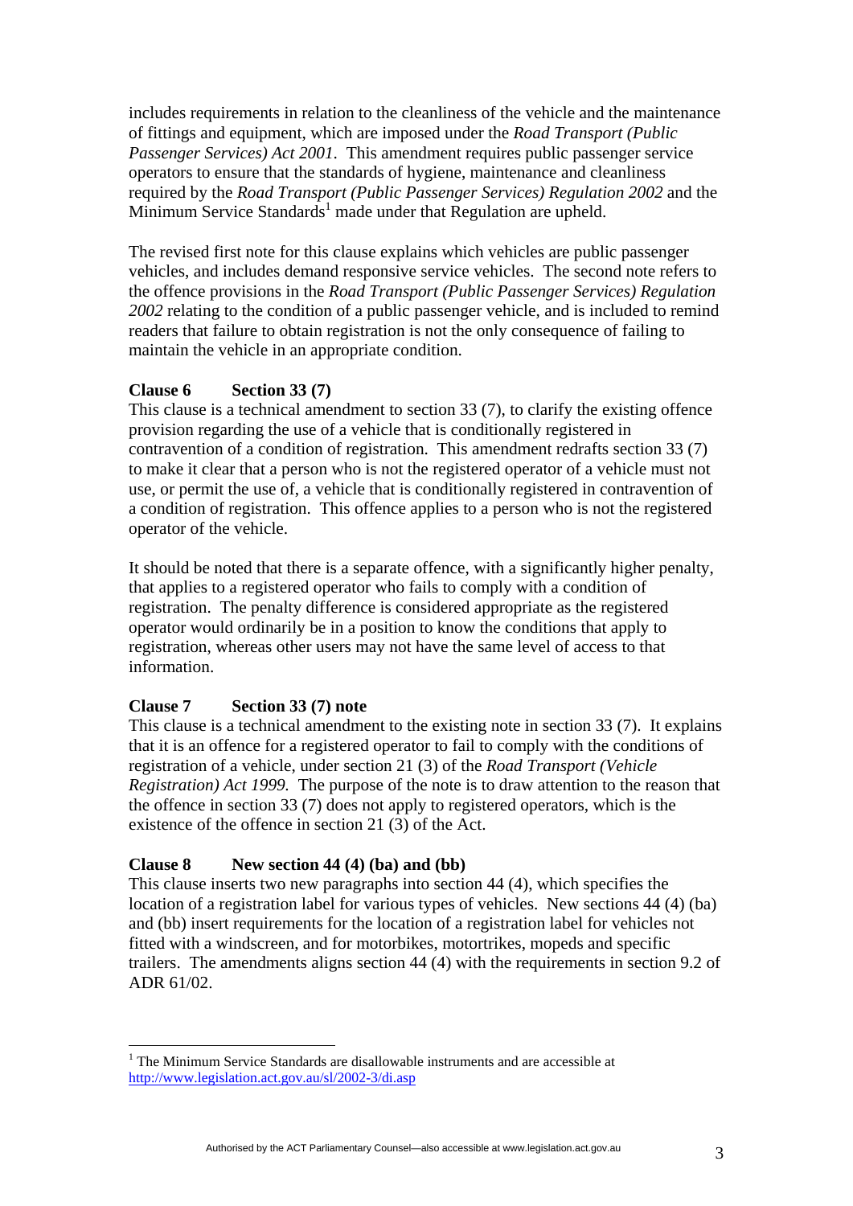includes requirements in relation to the cleanliness of the vehicle and the maintenance of fittings and equipment, which are imposed under the *Road Transport (Public Passenger Services) Act 2001*. This amendment requires public passenger service operators to ensure that the standards of hygiene, maintenance and cleanliness required by the *Road Transport (Public Passenger Services) Regulation 2002* and the Minimum Service Standards[1] made under that Regulation are upheld.

The revised first note for this clause explains which vehicles are public passenger vehicles, and includes demand responsive service vehicles. The second note refers to the offence provisions in the *Road Transport (Public Passenger Services) Regulation 2002* relating to the condition of a public passenger vehicle, and is included to remind readers that failure to obtain registration is not the only consequence of failing to maintain the vehicle in an appropriate condition.

**Clause 6 Section 33 (7)**

This clause is a technical amendment to section 33 (7), to clarify the existing offence provision regarding the use of a vehicle that is conditionally registered in contravention of a condition of registration. This amendment redrafts section 33 (7) to make it clear that a person who is not the registered operator of a vehicle must not use, or permit the use of, a vehicle that is conditionally registered in contravention of a condition of registration. This offence applies to a person who is not the registered operator of the vehicle.

It should be noted that there is a separate offence, with a significantly higher penalty, that applies to a registered operator who fails to comply with a condition of registration. The penalty difference is considered appropriate as the registered operator would ordinarily be in a position to know the conditions that apply to registration, whereas other users may not have the same level of access to that information.

**Clause 7 Section 33 (7) note**

This clause is a technical amendment to the existing note in section 33 (7). It explains that it is an offence for a registered operator to fail to comply with the conditions of registration of a vehicle, under section 21 (3) of the *Road Transport (Vehicle Registration) Act 1999*. The purpose of the note is to draw attention to the reason that the offence in section 33 (7) does not apply to registered operators, which is the existence of the offence in section 21 (3) of the Act.

**Clause 8 New section 44 (4) (ba) and (bb)**

This clause inserts two new paragraphs into section 44 (4), which specifies the location of a registration label for various types of vehicles. New sections 44 (4) (ba) and (bb) insert requirements for the location of a registration label for vehicles not fitted with a windscreen, and for motorbikes, motortrikes, mopeds and specific trailers. The amendments aligns section 44 (4) with the requirements in section 9.2 of ADR 61/02.

[1] The Minimum Service Standards are disallowable instruments and are accessible at http://www.legislation.act.gov.au/sl/2002-3/di.asp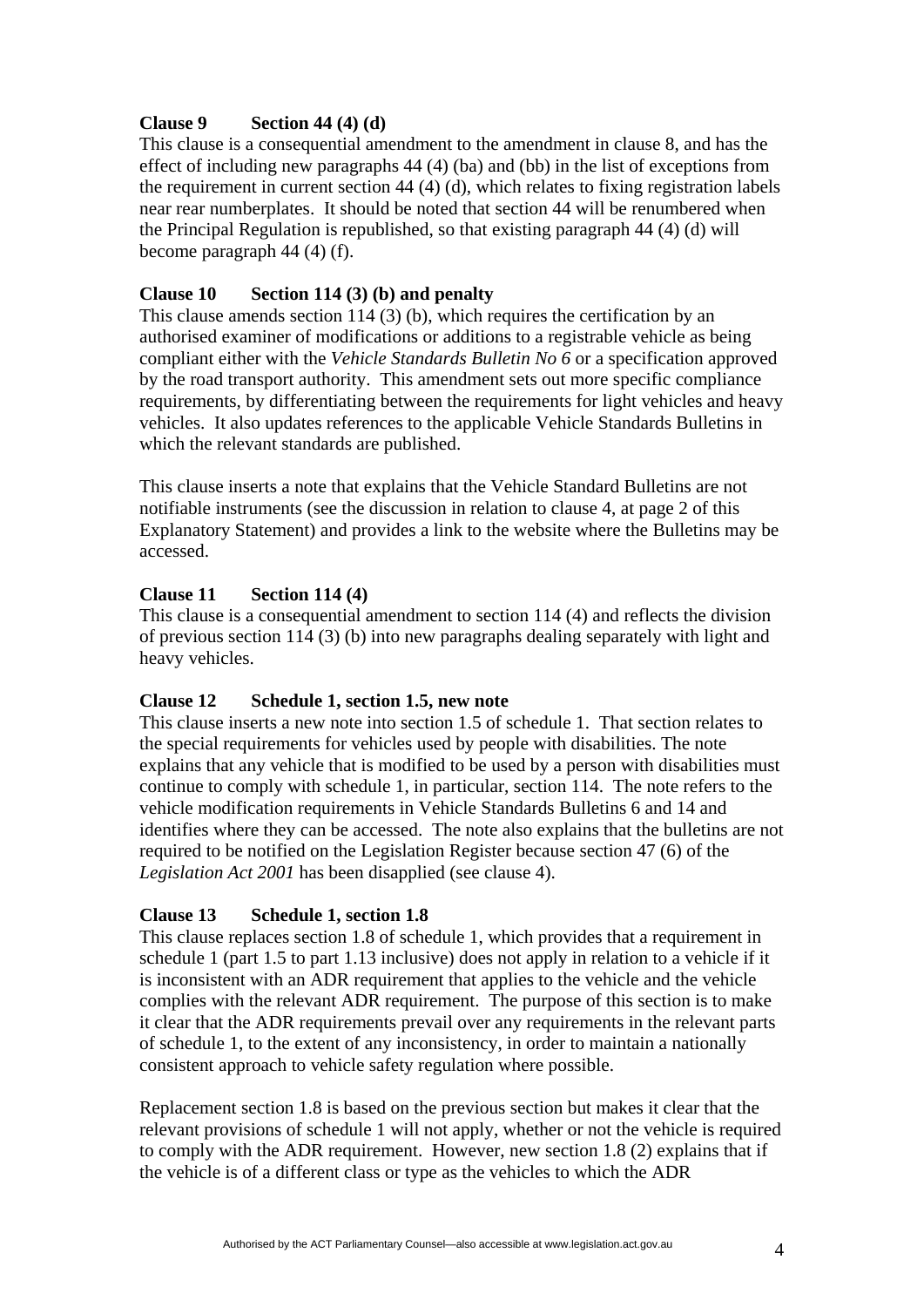### Clause 9 Section 44 (4) (d)

This clause is a consequential amendment to the amendment in clause 8, and has the effect of including new paragraphs 44 (4) (ba) and (bb) in the list of exceptions from the requirement in current section 44 (4) (d), which relates to fixing registration labels near rear numberplates. It should be noted that section 44 will be renumbered when the Principal Regulation is republished, so that existing paragraph 44 (4) (d) will become paragraph 44 (4) (f).

### Clause 10 Section 114 (3) (b) and penalty

This clause amends section 114 (3) (b), which requires the certification by an authorised examiner of modifications or additions to a registrable vehicle as being compliant either with the *Vehicle Standards Bulletin No 6* or a specification approved by the road transport authority. This amendment sets out more specific compliance requirements, by differentiating between the requirements for light vehicles and heavy vehicles. It also updates references to the applicable Vehicle Standards Bulletins in which the relevant standards are published.

This clause inserts a note that explains that the Vehicle Standard Bulletins are not notifiable instruments (see the discussion in relation to clause 4, at page 2 of this Explanatory Statement) and provides a link to the website where the Bulletins may be accessed.

### Clause 11 Section 114 (4)

This clause is a consequential amendment to section 114 (4) and reflects the division of previous section 114 (3) (b) into new paragraphs dealing separately with light and heavy vehicles.

### Clause 12 Schedule 1, section 1.5, new note

This clause inserts a new note into section 1.5 of schedule 1. That section relates to the special requirements for vehicles used by people with disabilities. The note explains that any vehicle that is modified to be used by a person with disabilities must continue to comply with schedule 1, in particular, section 114. The note refers to the vehicle modification requirements in Vehicle Standards Bulletins 6 and 14 and identifies where they can be accessed. The note also explains that the bulletins are not required to be notified on the Legislation Register because section 47 (6) of the *Legislation Act 2001* has been disapplied (see clause 4).

### Clause 13 Schedule 1, section 1.8

This clause replaces section 1.8 of schedule 1, which provides that a requirement in schedule 1 (part 1.5 to part 1.13 inclusive) does not apply in relation to a vehicle if it is inconsistent with an ADR requirement that applies to the vehicle and the vehicle complies with the relevant ADR requirement. The purpose of this section is to make it clear that the ADR requirements prevail over any requirements in the relevant parts of schedule 1, to the extent of any inconsistency, in order to maintain a nationally consistent approach to vehicle safety regulation where possible.

Replacement section 1.8 is based on the previous section but makes it clear that the relevant provisions of schedule 1 will not apply, whether or not the vehicle is required to comply with the ADR requirement. However, new section 1.8 (2) explains that if the vehicle is of a different class or type as the vehicles to which the ADR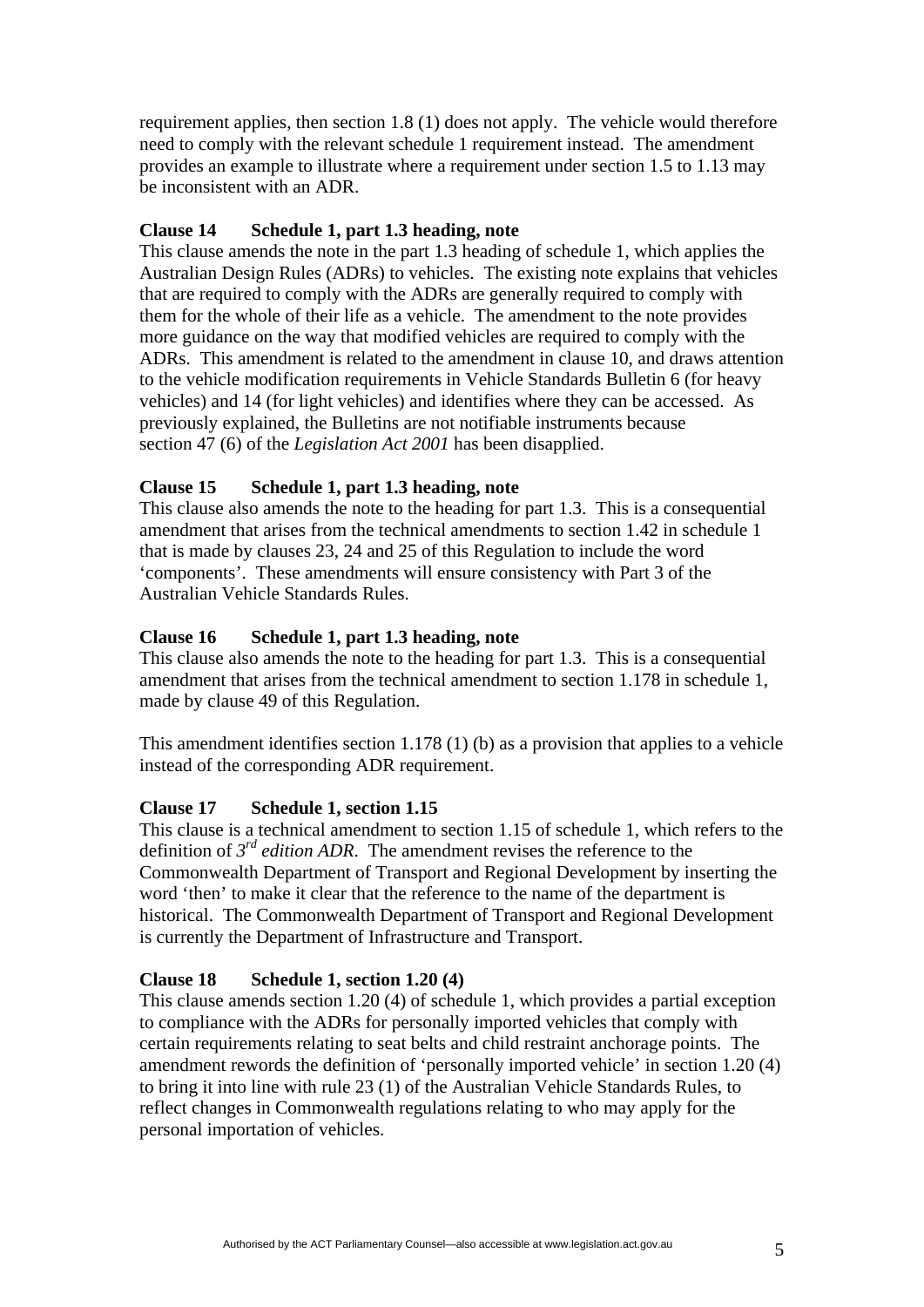requirement applies, then section 1.8 (1) does not apply. The vehicle would therefore need to comply with the relevant schedule 1 requirement instead. The amendment provides an example to illustrate where a requirement under section 1.5 to 1.13 may be inconsistent with an ADR.

**Clause 14 Schedule 1, part 1.3 heading, note**

This clause amends the note in the part 1.3 heading of schedule 1, which applies the Australian Design Rules (ADRs) to vehicles. The existing note explains that vehicles that are required to comply with the ADRs are generally required to comply with them for the whole of their life as a vehicle. The amendment to the note provides more guidance on the way that modified vehicles are required to comply with the ADRs. This amendment is related to the amendment in clause 10, and draws attention to the vehicle modification requirements in Vehicle Standards Bulletin 6 (for heavy vehicles) and 14 (for light vehicles) and identifies where they can be accessed. As previously explained, the Bulletins are not notifiable instruments because section 47 (6) of the *Legislation Act 2001* has been disapplied.

**Clause 15 Schedule 1, part 1.3 heading, note**

This clause also amends the note to the heading for part 1.3. This is a consequential amendment that arises from the technical amendments to section 1.42 in schedule 1 that is made by clauses 23, 24 and 25 of this Regulation to include the word 'components'. These amendments will ensure consistency with Part 3 of the Australian Vehicle Standards Rules.

**Clause 16 Schedule 1, part 1.3 heading, note**

This clause also amends the note to the heading for part 1.3. This is a consequential amendment that arises from the technical amendment to section 1.178 in schedule 1, made by clause 49 of this Regulation.

This amendment identifies section 1.178 (1) (b) as a provision that applies to a vehicle instead of the corresponding ADR requirement.

**Clause 17 Schedule 1, section 1.15**

This clause is a technical amendment to section 1.15 of schedule 1, which refers to the definition of *3rd edition ADR*. The amendment revises the reference to the Commonwealth Department of Transport and Regional Development by inserting the word 'then' to make it clear that the reference to the name of the department is historical. The Commonwealth Department of Transport and Regional Development is currently the Department of Infrastructure and Transport.

**Clause 18 Schedule 1, section 1.20 (4)**

This clause amends section 1.20 (4) of schedule 1, which provides a partial exception to compliance with the ADRs for personally imported vehicles that comply with certain requirements relating to seat belts and child restraint anchorage points. The amendment rewords the definition of 'personally imported vehicle' in section 1.20 (4) to bring it into line with rule 23 (1) of the Australian Vehicle Standards Rules, to reflect changes in Commonwealth regulations relating to who may apply for the personal importation of vehicles.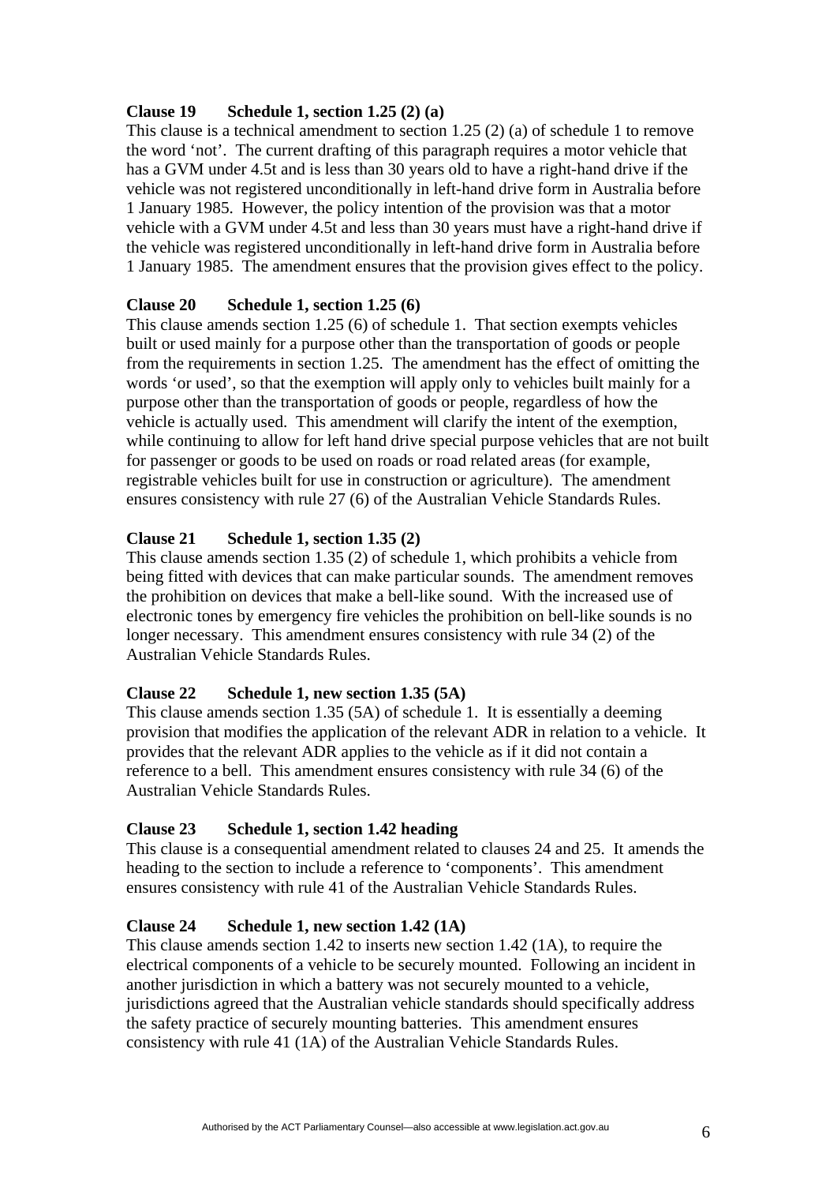**Clause 19 Schedule 1, section 1.25 (2) (a)**

This clause is a technical amendment to section 1.25 (2) (a) of schedule 1 to remove the word 'not'. The current drafting of this paragraph requires a motor vehicle that has a GVM under 4.5t and is less than 30 years old to have a right-hand drive if the vehicle was not registered unconditionally in left-hand drive form in Australia before 1 January 1985. However, the policy intention of the provision was that a motor vehicle with a GVM under 4.5t and less than 30 years must have a right-hand drive if the vehicle was registered unconditionally in left-hand drive form in Australia before 1 January 1985. The amendment ensures that the provision gives effect to the policy.

**Clause 20 Schedule 1, section 1.25 (6)**

This clause amends section 1.25 (6) of schedule 1. That section exempts vehicles built or used mainly for a purpose other than the transportation of goods or people from the requirements in section 1.25. The amendment has the effect of omitting the words 'or used', so that the exemption will apply only to vehicles built mainly for a purpose other than the transportation of goods or people, regardless of how the vehicle is actually used. This amendment will clarify the intent of the exemption, while continuing to allow for left hand drive special purpose vehicles that are not built for passenger or goods to be used on roads or road related areas (for example, registrable vehicles built for use in construction or agriculture). The amendment ensures consistency with rule 27 (6) of the Australian Vehicle Standards Rules.

**Clause 21 Schedule 1, section 1.35 (2)**

This clause amends section 1.35 (2) of schedule 1, which prohibits a vehicle from being fitted with devices that can make particular sounds. The amendment removes the prohibition on devices that make a bell-like sound. With the increased use of electronic tones by emergency fire vehicles the prohibition on bell-like sounds is no longer necessary. This amendment ensures consistency with rule 34 (2) of the Australian Vehicle Standards Rules.

**Clause 22 Schedule 1, new section 1.35 (5A)**

This clause amends section 1.35 (5A) of schedule 1. It is essentially a deeming provision that modifies the application of the relevant ADR in relation to a vehicle. It provides that the relevant ADR applies to the vehicle as if it did not contain a reference to a bell. This amendment ensures consistency with rule 34 (6) of the Australian Vehicle Standards Rules.

**Clause 23 Schedule 1, section 1.42 heading**

This clause is a consequential amendment related to clauses 24 and 25. It amends the heading to the section to include a reference to 'components'. This amendment ensures consistency with rule 41 of the Australian Vehicle Standards Rules.

**Clause 24 Schedule 1, new section 1.42 (1A)**

This clause amends section 1.42 to inserts new section 1.42 (1A), to require the electrical components of a vehicle to be securely mounted. Following an incident in another jurisdiction in which a battery was not securely mounted to a vehicle, jurisdictions agreed that the Australian vehicle standards should specifically address the safety practice of securely mounting batteries. This amendment ensures consistency with rule 41 (1A) of the Australian Vehicle Standards Rules.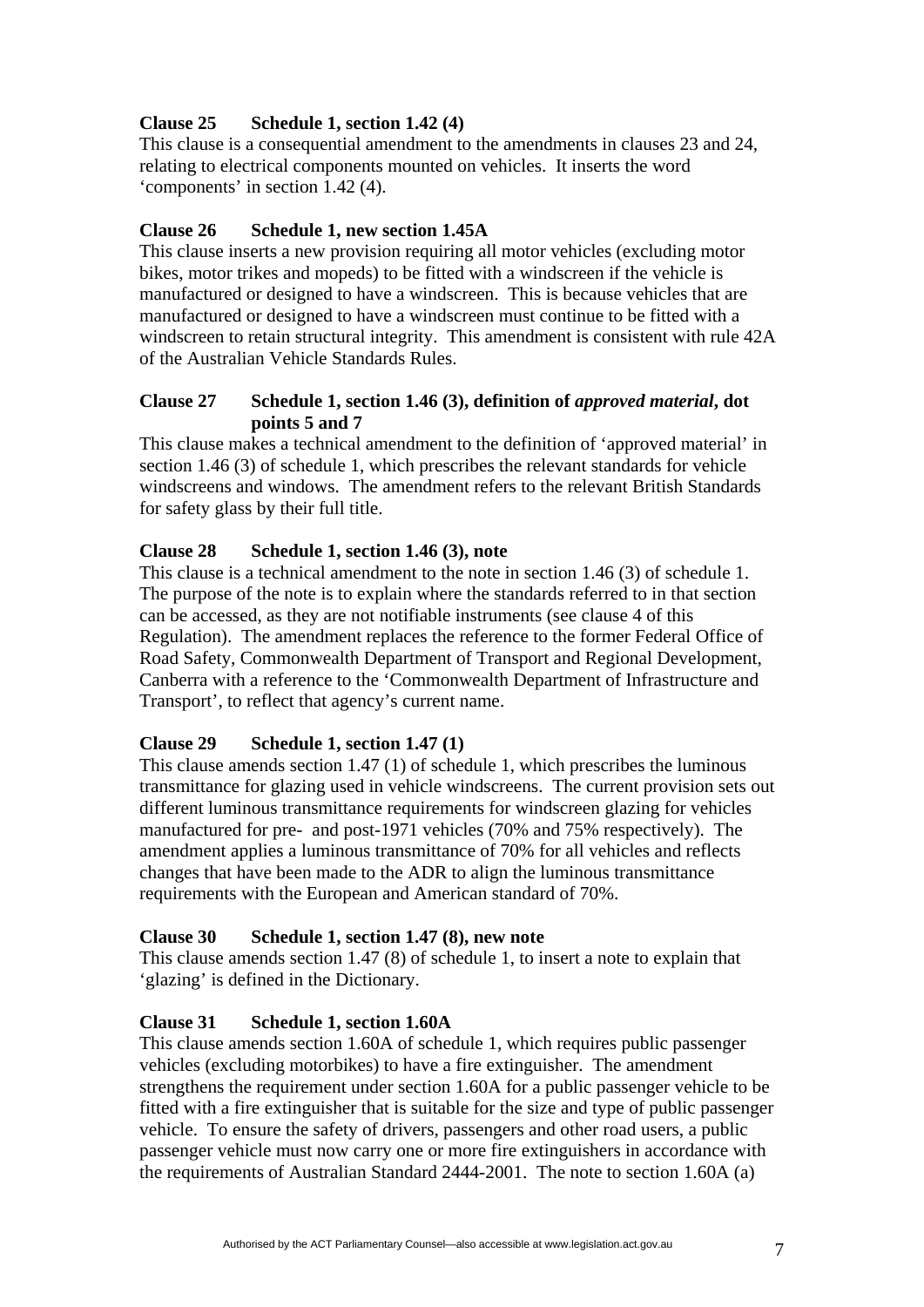**Clause 25 Schedule 1, section 1.42 (4)**

This clause is a consequential amendment to the amendments in clauses 23 and 24, relating to electrical components mounted on vehicles. It inserts the word 'components' in section 1.42 (4).

**Clause 26 Schedule 1, new section 1.45A**

This clause inserts a new provision requiring all motor vehicles (excluding motor bikes, motor trikes and mopeds) to be fitted with a windscreen if the vehicle is manufactured or designed to have a windscreen. This is because vehicles that are manufactured or designed to have a windscreen must continue to be fitted with a windscreen to retain structural integrity. This amendment is consistent with rule 42A of the Australian Vehicle Standards Rules.

**Clause 27 Schedule 1, section 1.46 (3), definition of *approved material*, dot points 5 and 7**

This clause makes a technical amendment to the definition of 'approved material' in section 1.46 (3) of schedule 1, which prescribes the relevant standards for vehicle windscreens and windows. The amendment refers to the relevant British Standards for safety glass by their full title.

**Clause 28 Schedule 1, section 1.46 (3), note**

This clause is a technical amendment to the note in section 1.46 (3) of schedule 1. The purpose of the note is to explain where the standards referred to in that section can be accessed, as they are not notifiable instruments (see clause 4 of this Regulation). The amendment replaces the reference to the former Federal Office of Road Safety, Commonwealth Department of Transport and Regional Development, Canberra with a reference to the 'Commonwealth Department of Infrastructure and Transport', to reflect that agency's current name.

**Clause 29 Schedule 1, section 1.47 (1)**

This clause amends section 1.47 (1) of schedule 1, which prescribes the luminous transmittance for glazing used in vehicle windscreens. The current provision sets out different luminous transmittance requirements for windscreen glazing for vehicles manufactured for pre- and post-1971 vehicles (70% and 75% respectively). The amendment applies a luminous transmittance of 70% for all vehicles and reflects changes that have been made to the ADR to align the luminous transmittance requirements with the European and American standard of 70%.

**Clause 30 Schedule 1, section 1.47 (8), new note**

This clause amends section 1.47 (8) of schedule 1, to insert a note to explain that 'glazing' is defined in the Dictionary.

**Clause 31 Schedule 1, section 1.60A**

This clause amends section 1.60A of schedule 1, which requires public passenger vehicles (excluding motorbikes) to have a fire extinguisher. The amendment strengthens the requirement under section 1.60A for a public passenger vehicle to be fitted with a fire extinguisher that is suitable for the size and type of public passenger vehicle. To ensure the safety of drivers, passengers and other road users, a public passenger vehicle must now carry one or more fire extinguishers in accordance with the requirements of Australian Standard 2444-2001. The note to section 1.60A (a)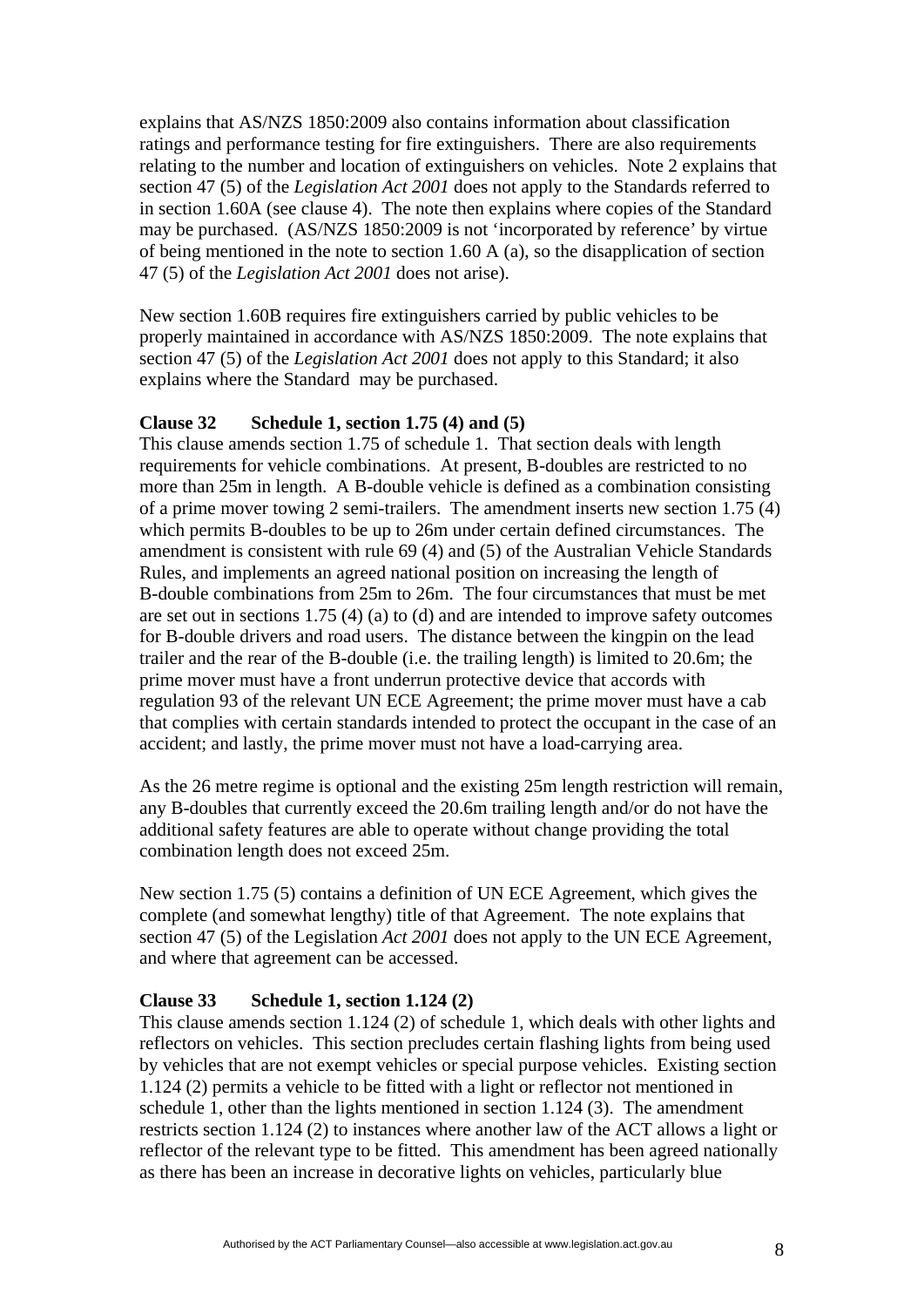explains that AS/NZS 1850:2009 also contains information about classification ratings and performance testing for fire extinguishers. There are also requirements relating to the number and location of extinguishers on vehicles. Note 2 explains that section 47 (5) of the *Legislation Act 2001* does not apply to the Standards referred to in section 1.60A (see clause 4). The note then explains where copies of the Standard may be purchased. (AS/NZS 1850:2009 is not 'incorporated by reference' by virtue of being mentioned in the note to section 1.60 A (a), so the disapplication of section 47 (5) of the *Legislation Act 2001* does not arise).

New section 1.60B requires fire extinguishers carried by public vehicles to be properly maintained in accordance with AS/NZS 1850:2009. The note explains that section 47 (5) of the *Legislation Act 2001* does not apply to this Standard; it also explains where the Standard may be purchased.

**Clause 32 Schedule 1, section 1.75 (4) and (5)**

This clause amends section 1.75 of schedule 1. That section deals with length requirements for vehicle combinations. At present, B-doubles are restricted to no more than 25m in length. A B-double vehicle is defined as a combination consisting of a prime mover towing 2 semi-trailers. The amendment inserts new section 1.75 (4) which permits B-doubles to be up to 26m under certain defined circumstances. The amendment is consistent with rule 69 (4) and (5) of the Australian Vehicle Standards Rules, and implements an agreed national position on increasing the length of B-double combinations from 25m to 26m. The four circumstances that must be met are set out in sections 1.75 (4) (a) to (d) and are intended to improve safety outcomes for B-double drivers and road users. The distance between the kingpin on the lead trailer and the rear of the B-double (i.e. the trailing length) is limited to 20.6m; the prime mover must have a front underrun protective device that accords with regulation 93 of the relevant UN ECE Agreement; the prime mover must have a cab that complies with certain standards intended to protect the occupant in the case of an accident; and lastly, the prime mover must not have a load-carrying area.

As the 26 metre regime is optional and the existing 25m length restriction will remain, any B-doubles that currently exceed the 20.6m trailing length and/or do not have the additional safety features are able to operate without change providing the total combination length does not exceed 25m.

New section 1.75 (5) contains a definition of UN ECE Agreement, which gives the complete (and somewhat lengthy) title of that Agreement. The note explains that section 47 (5) of the Legislation *Act 2001* does not apply to the UN ECE Agreement, and where that agreement can be accessed.

**Clause 33 Schedule 1, section 1.124 (2)**

This clause amends section 1.124 (2) of schedule 1, which deals with other lights and reflectors on vehicles. This section precludes certain flashing lights from being used by vehicles that are not exempt vehicles or special purpose vehicles. Existing section 1.124 (2) permits a vehicle to be fitted with a light or reflector not mentioned in schedule 1, other than the lights mentioned in section 1.124 (3). The amendment restricts section 1.124 (2) to instances where another law of the ACT allows a light or reflector of the relevant type to be fitted. This amendment has been agreed nationally as there has been an increase in decorative lights on vehicles, particularly blue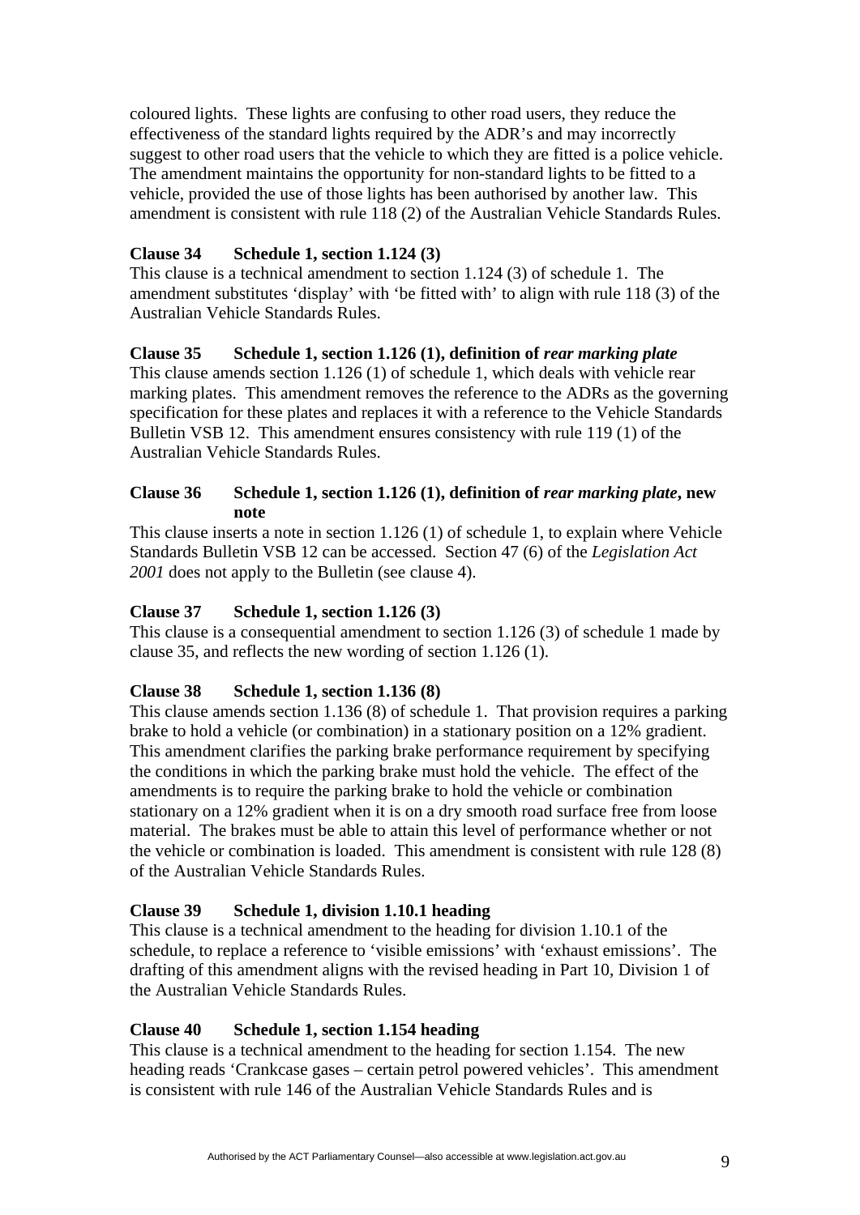coloured lights. These lights are confusing to other road users, they reduce the effectiveness of the standard lights required by the ADR's and may incorrectly suggest to other road users that the vehicle to which they are fitted is a police vehicle. The amendment maintains the opportunity for non-standard lights to be fitted to a vehicle, provided the use of those lights has been authorised by another law. This amendment is consistent with rule 118 (2) of the Australian Vehicle Standards Rules.

**Clause 34 Schedule 1, section 1.124 (3)**

This clause is a technical amendment to section 1.124 (3) of schedule 1. The amendment substitutes 'display' with 'be fitted with' to align with rule 118 (3) of the Australian Vehicle Standards Rules.

**Clause 35 Schedule 1, section 1.126 (1), definition of *rear marking plate***

This clause amends section 1.126 (1) of schedule 1, which deals with vehicle rear marking plates. This amendment removes the reference to the ADRs as the governing specification for these plates and replaces it with a reference to the Vehicle Standards Bulletin VSB 12. This amendment ensures consistency with rule 119 (1) of the Australian Vehicle Standards Rules.

**Clause 36 Schedule 1, section 1.126 (1), definition of *rear marking plate*, new note**

This clause inserts a note in section 1.126 (1) of schedule 1, to explain where Vehicle Standards Bulletin VSB 12 can be accessed. Section 47 (6) of the *Legislation Act 2001* does not apply to the Bulletin (see clause 4).

**Clause 37 Schedule 1, section 1.126 (3)**

This clause is a consequential amendment to section 1.126 (3) of schedule 1 made by clause 35, and reflects the new wording of section 1.126 (1).

**Clause 38 Schedule 1, section 1.136 (8)**

This clause amends section 1.136 (8) of schedule 1. That provision requires a parking brake to hold a vehicle (or combination) in a stationary position on a 12% gradient. This amendment clarifies the parking brake performance requirement by specifying the conditions in which the parking brake must hold the vehicle. The effect of the amendments is to require the parking brake to hold the vehicle or combination stationary on a 12% gradient when it is on a dry smooth road surface free from loose material. The brakes must be able to attain this level of performance whether or not the vehicle or combination is loaded. This amendment is consistent with rule 128 (8) of the Australian Vehicle Standards Rules.

**Clause 39 Schedule 1, division 1.10.1 heading**

This clause is a technical amendment to the heading for division 1.10.1 of the schedule, to replace a reference to 'visible emissions' with 'exhaust emissions'. The drafting of this amendment aligns with the revised heading in Part 10, Division 1 of the Australian Vehicle Standards Rules.

**Clause 40 Schedule 1, section 1.154 heading**

This clause is a technical amendment to the heading for section 1.154. The new heading reads 'Crankcase gases – certain petrol powered vehicles'. This amendment is consistent with rule 146 of the Australian Vehicle Standards Rules and is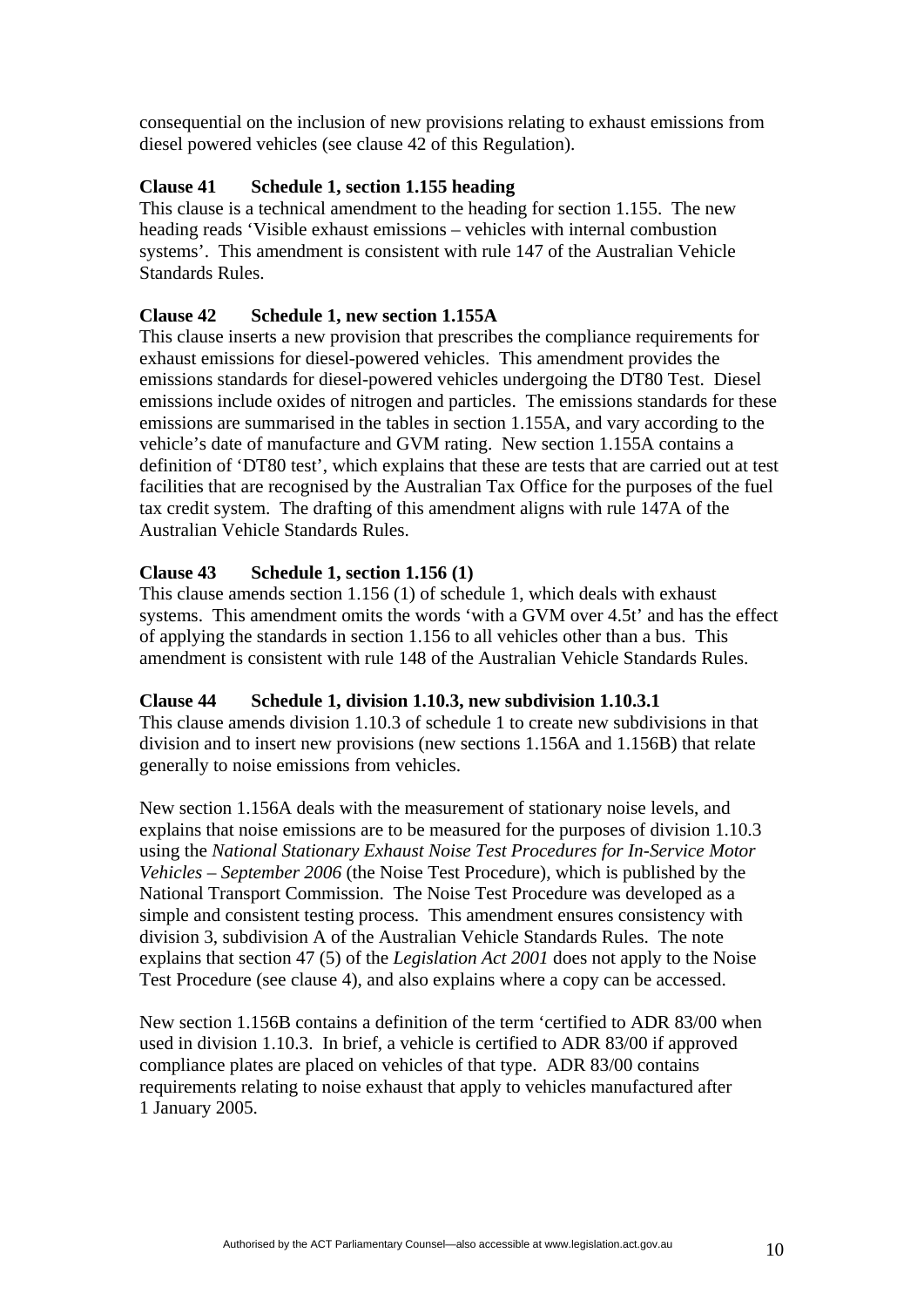consequential on the inclusion of new provisions relating to exhaust emissions from diesel powered vehicles (see clause 42 of this Regulation).

**Clause 41 Schedule 1, section 1.155 heading**

This clause is a technical amendment to the heading for section 1.155. The new heading reads 'Visible exhaust emissions – vehicles with internal combustion systems'. This amendment is consistent with rule 147 of the Australian Vehicle Standards Rules.

**Clause 42 Schedule 1, new section 1.155A**

This clause inserts a new provision that prescribes the compliance requirements for exhaust emissions for diesel-powered vehicles. This amendment provides the emissions standards for diesel-powered vehicles undergoing the DT80 Test. Diesel emissions include oxides of nitrogen and particles. The emissions standards for these emissions are summarised in the tables in section 1.155A, and vary according to the vehicle's date of manufacture and GVM rating. New section 1.155A contains a definition of 'DT80 test', which explains that these are tests that are carried out at test facilities that are recognised by the Australian Tax Office for the purposes of the fuel tax credit system. The drafting of this amendment aligns with rule 147A of the Australian Vehicle Standards Rules.

**Clause 43 Schedule 1, section 1.156 (1)**

This clause amends section 1.156 (1) of schedule 1, which deals with exhaust systems. This amendment omits the words 'with a GVM over 4.5t' and has the effect of applying the standards in section 1.156 to all vehicles other than a bus. This amendment is consistent with rule 148 of the Australian Vehicle Standards Rules.

**Clause 44 Schedule 1, division 1.10.3, new subdivision 1.10.3.1**

This clause amends division 1.10.3 of schedule 1 to create new subdivisions in that division and to insert new provisions (new sections 1.156A and 1.156B) that relate generally to noise emissions from vehicles.

New section 1.156A deals with the measurement of stationary noise levels, and explains that noise emissions are to be measured for the purposes of division 1.10.3 using the *National Stationary Exhaust Noise Test Procedures for In-Service Motor Vehicles – September 2006* (the Noise Test Procedure), which is published by the National Transport Commission. The Noise Test Procedure was developed as a simple and consistent testing process. This amendment ensures consistency with division 3, subdivision A of the Australian Vehicle Standards Rules. The note explains that section 47 (5) of the *Legislation Act 2001* does not apply to the Noise Test Procedure (see clause 4), and also explains where a copy can be accessed.

New section 1.156B contains a definition of the term 'certified to ADR 83/00 when used in division 1.10.3. In brief, a vehicle is certified to ADR 83/00 if approved compliance plates are placed on vehicles of that type. ADR 83/00 contains requirements relating to noise exhaust that apply to vehicles manufactured after 1 January 2005.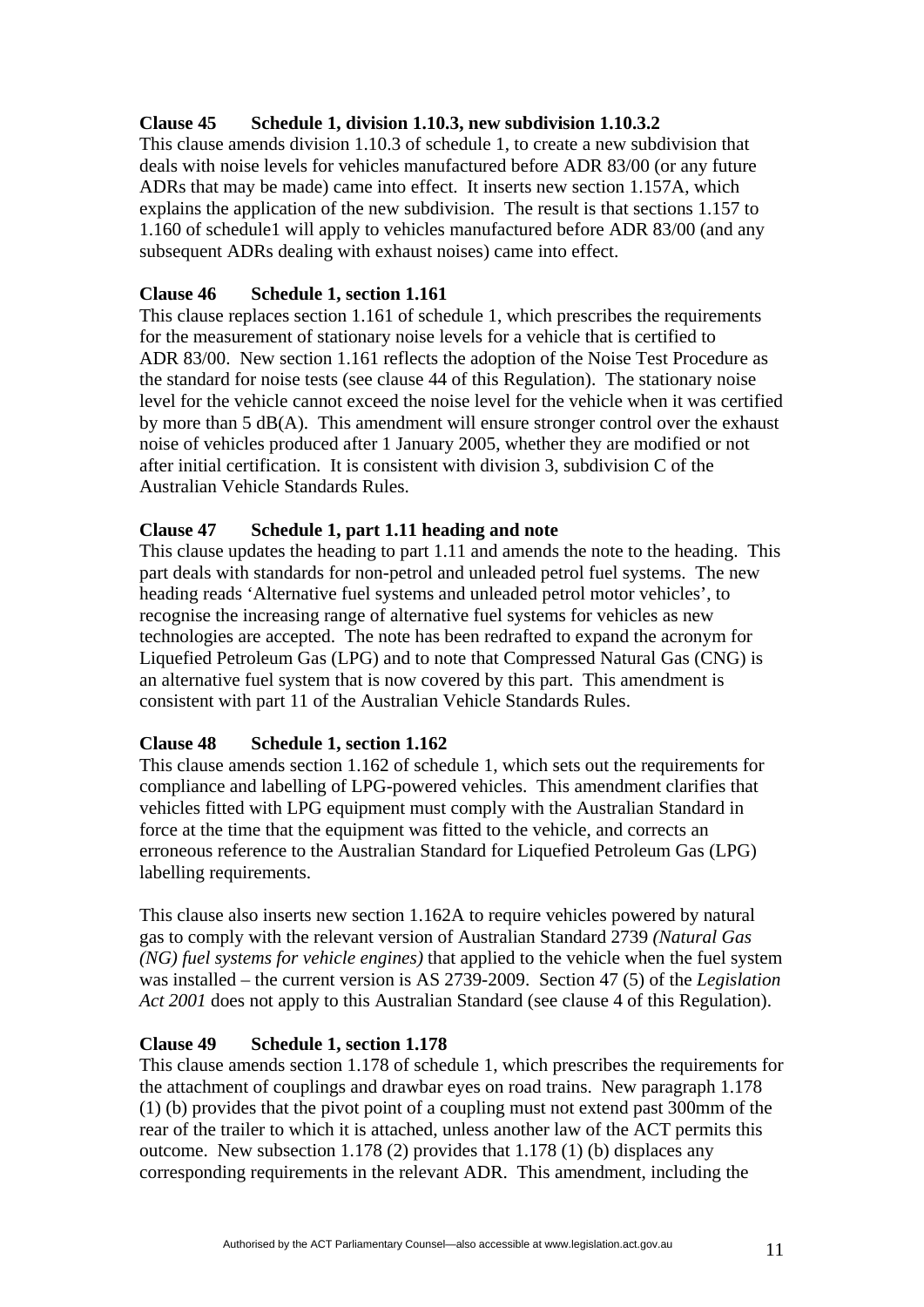**Clause 45 Schedule 1, division 1.10.3, new subdivision 1.10.3.2**

This clause amends division 1.10.3 of schedule 1, to create a new subdivision that deals with noise levels for vehicles manufactured before ADR 83/00 (or any future ADRs that may be made) came into effect. It inserts new section 1.157A, which explains the application of the new subdivision. The result is that sections 1.157 to 1.160 of schedule1 will apply to vehicles manufactured before ADR 83/00 (and any subsequent ADRs dealing with exhaust noises) came into effect.

**Clause 46 Schedule 1, section 1.161**

This clause replaces section 1.161 of schedule 1, which prescribes the requirements for the measurement of stationary noise levels for a vehicle that is certified to ADR 83/00. New section 1.161 reflects the adoption of the Noise Test Procedure as the standard for noise tests (see clause 44 of this Regulation). The stationary noise level for the vehicle cannot exceed the noise level for the vehicle when it was certified by more than 5 dB(A). This amendment will ensure stronger control over the exhaust noise of vehicles produced after 1 January 2005, whether they are modified or not after initial certification. It is consistent with division 3, subdivision C of the Australian Vehicle Standards Rules.

**Clause 47 Schedule 1, part 1.11 heading and note**

This clause updates the heading to part 1.11 and amends the note to the heading. This part deals with standards for non-petrol and unleaded petrol fuel systems. The new heading reads 'Alternative fuel systems and unleaded petrol motor vehicles', to recognise the increasing range of alternative fuel systems for vehicles as new technologies are accepted. The note has been redrafted to expand the acronym for Liquefied Petroleum Gas (LPG) and to note that Compressed Natural Gas (CNG) is an alternative fuel system that is now covered by this part. This amendment is consistent with part 11 of the Australian Vehicle Standards Rules.

**Clause 48 Schedule 1, section 1.162**

This clause amends section 1.162 of schedule 1, which sets out the requirements for compliance and labelling of LPG-powered vehicles. This amendment clarifies that vehicles fitted with LPG equipment must comply with the Australian Standard in force at the time that the equipment was fitted to the vehicle, and corrects an erroneous reference to the Australian Standard for Liquefied Petroleum Gas (LPG) labelling requirements.

This clause also inserts new section 1.162A to require vehicles powered by natural gas to comply with the relevant version of Australian Standard 2739 *(Natural Gas (NG) fuel systems for vehicle engines)* that applied to the vehicle when the fuel system was installed – the current version is AS 2739-2009. Section 47 (5) of the *Legislation Act 2001* does not apply to this Australian Standard (see clause 4 of this Regulation).

**Clause 49 Schedule 1, section 1.178**

This clause amends section 1.178 of schedule 1, which prescribes the requirements for the attachment of couplings and drawbar eyes on road trains. New paragraph 1.178 (1) (b) provides that the pivot point of a coupling must not extend past 300mm of the rear of the trailer to which it is attached, unless another law of the ACT permits this outcome. New subsection 1.178 (2) provides that 1.178 (1) (b) displaces any corresponding requirements in the relevant ADR. This amendment, including the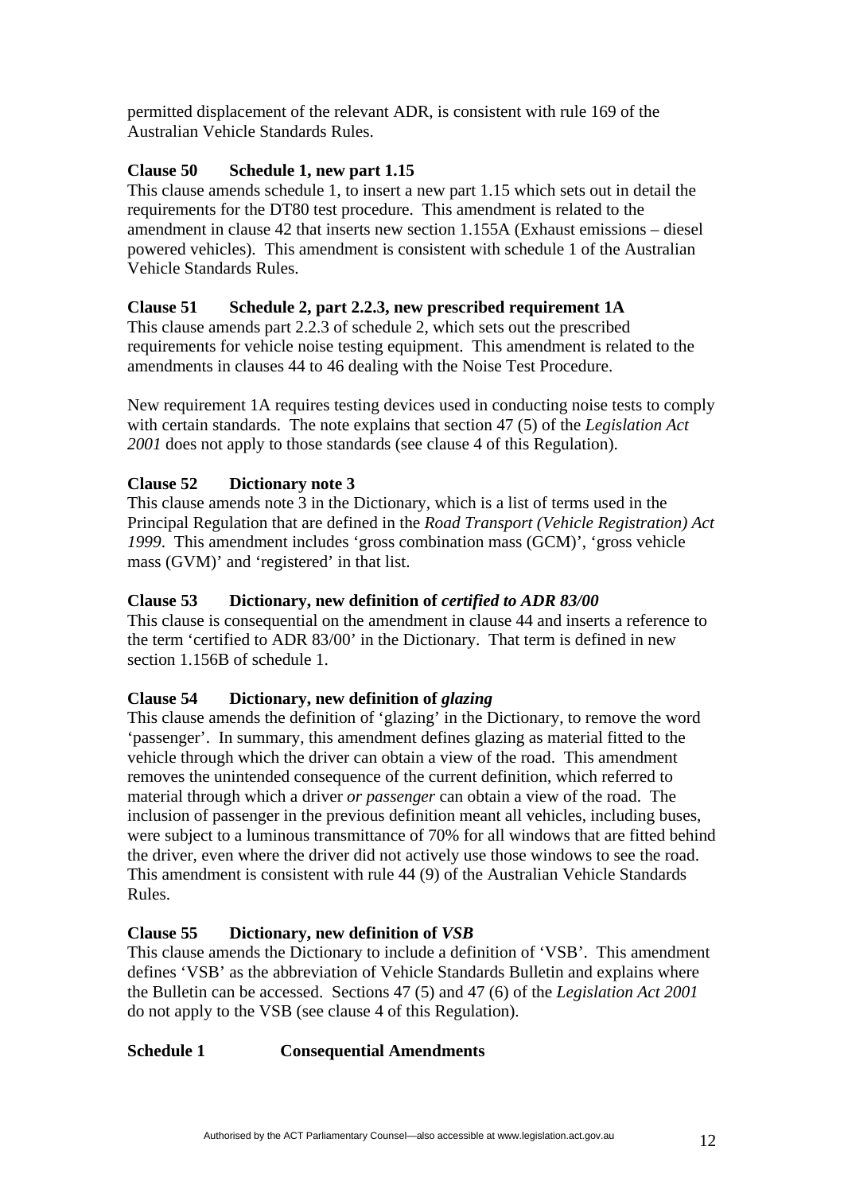permitted displacement of the relevant ADR, is consistent with rule 169 of the Australian Vehicle Standards Rules.

**Clause 50 Schedule 1, new part 1.15**

This clause amends schedule 1, to insert a new part 1.15 which sets out in detail the requirements for the DT80 test procedure. This amendment is related to the amendment in clause 42 that inserts new section 1.155A (Exhaust emissions – diesel powered vehicles). This amendment is consistent with schedule 1 of the Australian Vehicle Standards Rules.

**Clause 51 Schedule 2, part 2.2.3, new prescribed requirement 1A**

This clause amends part 2.2.3 of schedule 2, which sets out the prescribed requirements for vehicle noise testing equipment. This amendment is related to the amendments in clauses 44 to 46 dealing with the Noise Test Procedure.

New requirement 1A requires testing devices used in conducting noise tests to comply with certain standards. The note explains that section 47 (5) of the *Legislation Act 2001* does not apply to those standards (see clause 4 of this Regulation).

**Clause 52 Dictionary note 3**

This clause amends note 3 in the Dictionary, which is a list of terms used in the Principal Regulation that are defined in the *Road Transport (Vehicle Registration) Act 1999*. This amendment includes 'gross combination mass (GCM)', 'gross vehicle mass (GVM)' and 'registered' in that list.

**Clause 53 Dictionary, new definition of *certified to ADR 83/00***

This clause is consequential on the amendment in clause 44 and inserts a reference to the term 'certified to ADR 83/00' in the Dictionary. That term is defined in new section 1.156B of schedule 1.

**Clause 54 Dictionary, new definition of *glazing***

This clause amends the definition of 'glazing' in the Dictionary, to remove the word 'passenger'. In summary, this amendment defines glazing as material fitted to the vehicle through which the driver can obtain a view of the road. This amendment removes the unintended consequence of the current definition, which referred to material through which a driver *or passenger* can obtain a view of the road. The inclusion of passenger in the previous definition meant all vehicles, including buses, were subject to a luminous transmittance of 70% for all windows that are fitted behind the driver, even where the driver did not actively use those windows to see the road. This amendment is consistent with rule 44 (9) of the Australian Vehicle Standards Rules.

**Clause 55 Dictionary, new definition of *VSB***

This clause amends the Dictionary to include a definition of 'VSB'. This amendment defines 'VSB' as the abbreviation of Vehicle Standards Bulletin and explains where the Bulletin can be accessed. Sections 47 (5) and 47 (6) of the *Legislation Act 2001* do not apply to the VSB (see clause 4 of this Regulation).

**Schedule 1 Consequential Amendments**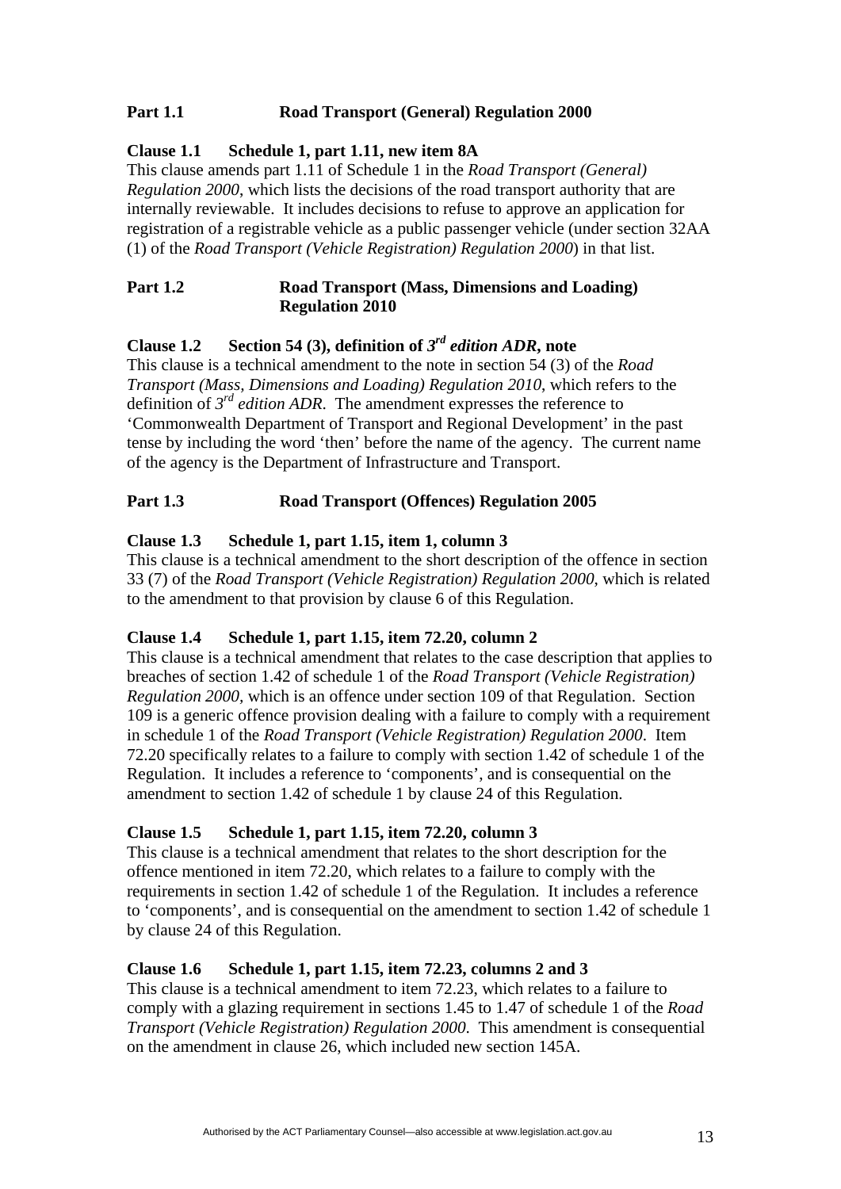## Part 1.1 Road Transport (General) Regulation 2000

### Clause 1.1 Schedule 1, part 1.11, new item 8A

This clause amends part 1.11 of Schedule 1 in the *Road Transport (General) Regulation 2000*, which lists the decisions of the road transport authority that are internally reviewable. It includes decisions to refuse to approve an application for registration of a registrable vehicle as a public passenger vehicle (under section 32AA (1) of the *Road Transport (Vehicle Registration) Regulation 2000*) in that list.

## Part 1.2 Road Transport (Mass, Dimensions and Loading) Regulation 2010

### Clause 1.2 Section 54 (3), definition of *3rd edition ADR*, note

This clause is a technical amendment to the note in section 54 (3) of the *Road Transport (Mass, Dimensions and Loading) Regulation 2010*, which refers to the definition of *3rd edition ADR*. The amendment expresses the reference to 'Commonwealth Department of Transport and Regional Development' in the past tense by including the word 'then' before the name of the agency. The current name of the agency is the Department of Infrastructure and Transport.

## Part 1.3 Road Transport (Offences) Regulation 2005

### Clause 1.3 Schedule 1, part 1.15, item 1, column 3

This clause is a technical amendment to the short description of the offence in section 33 (7) of the *Road Transport (Vehicle Registration) Regulation 2000*, which is related to the amendment to that provision by clause 6 of this Regulation.

### Clause 1.4 Schedule 1, part 1.15, item 72.20, column 2

This clause is a technical amendment that relates to the case description that applies to breaches of section 1.42 of schedule 1 of the *Road Transport (Vehicle Registration) Regulation 2000,* which is an offence under section 109 of that Regulation. Section 109 is a generic offence provision dealing with a failure to comply with a requirement in schedule 1 of the *Road Transport (Vehicle Registration) Regulation 2000*. Item 72.20 specifically relates to a failure to comply with section 1.42 of schedule 1 of the Regulation. It includes a reference to 'components', and is consequential on the amendment to section 1.42 of schedule 1 by clause 24 of this Regulation.

### Clause 1.5 Schedule 1, part 1.15, item 72.20, column 3

This clause is a technical amendment that relates to the short description for the offence mentioned in item 72.20, which relates to a failure to comply with the requirements in section 1.42 of schedule 1 of the Regulation. It includes a reference to 'components', and is consequential on the amendment to section 1.42 of schedule 1 by clause 24 of this Regulation.

### Clause 1.6 Schedule 1, part 1.15, item 72.23, columns 2 and 3

This clause is a technical amendment to item 72.23, which relates to a failure to comply with a glazing requirement in sections 1.45 to 1.47 of schedule 1 of the *Road Transport (Vehicle Registration) Regulation 2000.* This amendment is consequential on the amendment in clause 26, which included new section 145A.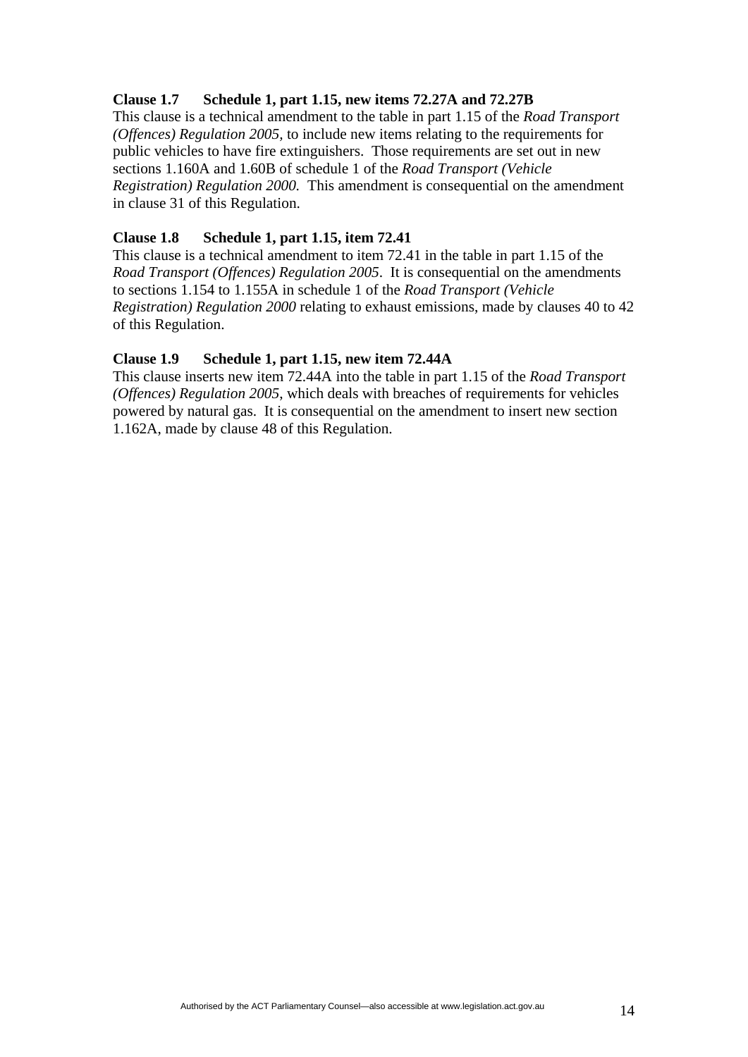### Clause 1.7 Schedule 1, part 1.15, new items 72.27A and 72.27B

This clause is a technical amendment to the table in part 1.15 of the *Road Transport (Offences) Regulation 2005,* to include new items relating to the requirements for public vehicles to have fire extinguishers. Those requirements are set out in new sections 1.160A and 1.60B of schedule 1 of the *Road Transport (Vehicle Registration) Regulation 2000.* This amendment is consequential on the amendment in clause 31 of this Regulation.

### Clause 1.8 Schedule 1, part 1.15, item 72.41

This clause is a technical amendment to item 72.41 in the table in part 1.15 of the *Road Transport (Offences) Regulation 2005*. It is consequential on the amendments to sections 1.154 to 1.155A in schedule 1 of the *Road Transport (Vehicle Registration) Regulation 2000* relating to exhaust emissions, made by clauses 40 to 42 of this Regulation.

### Clause 1.9 Schedule 1, part 1.15, new item 72.44A

This clause inserts new item 72.44A into the table in part 1.15 of the *Road Transport (Offences) Regulation 2005*, which deals with breaches of requirements for vehicles powered by natural gas. It is consequential on the amendment to insert new section 1.162A, made by clause 48 of this Regulation.